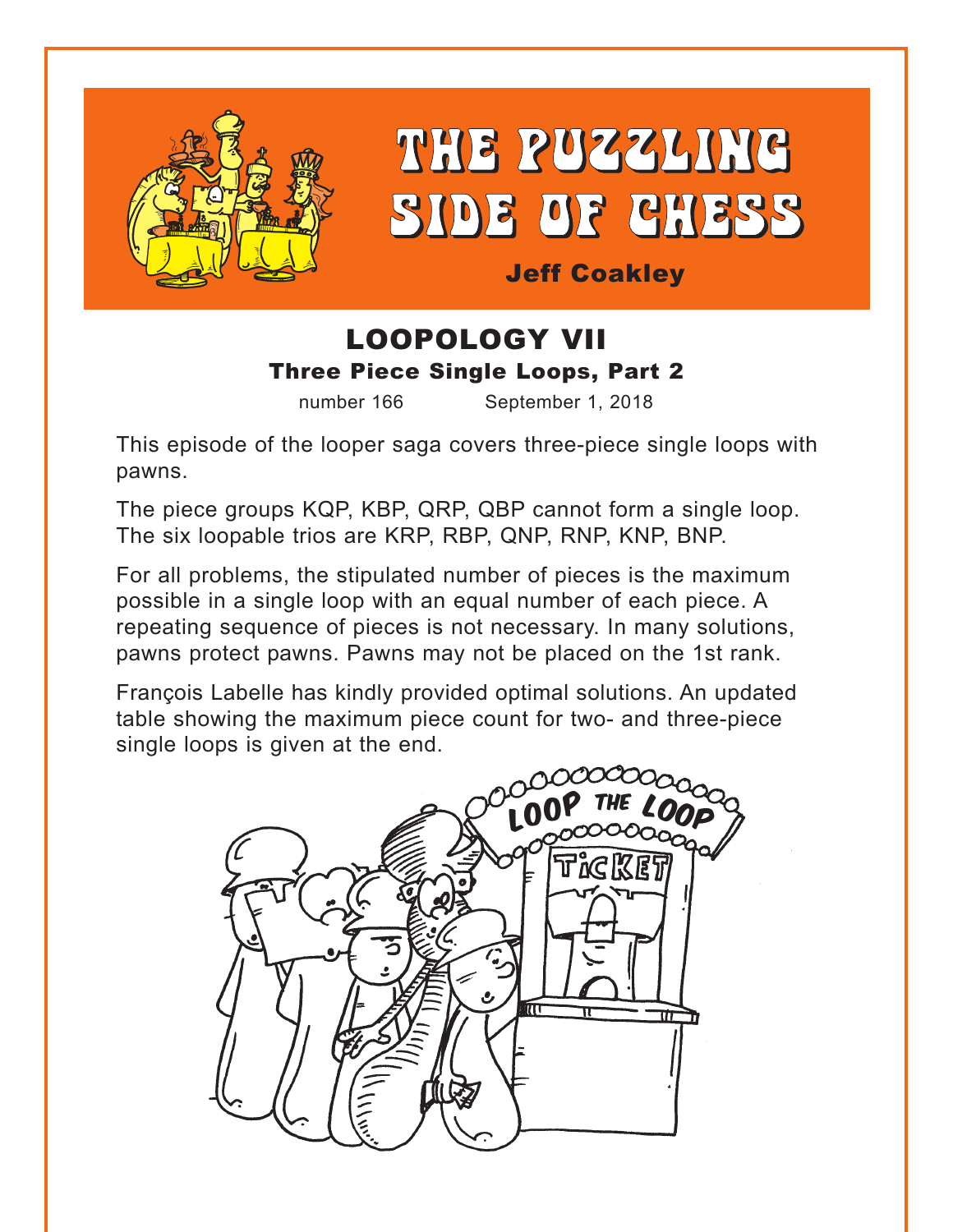# THE PUZZLING SIDE OF CHESS

**Jeff Coakley**

## LOOPOLOGY VII

### Three Piece Single Loops, Part 2

number 166 September 1, 2018

This episode of the looper saga covers three-piece single loops with pawns.

The piece groups KQP, KBP, QRP, QBP cannot form a single loop. The six loopable trios are KRP, RBP, QNP, RNP, KNP, BNP.

For all problems, the stipulated number of pieces is the maximum possible in a single loop with an equal number of each piece. A repeating sequence of pieces is not necessary. In many solutions, pawns protect pawns. Pawns may not be placed on the 1st rank.

François Labelle has kindly provided optimal solutions. An updated table showing the maximum piece count for two- and three-piece single loops is given at the end.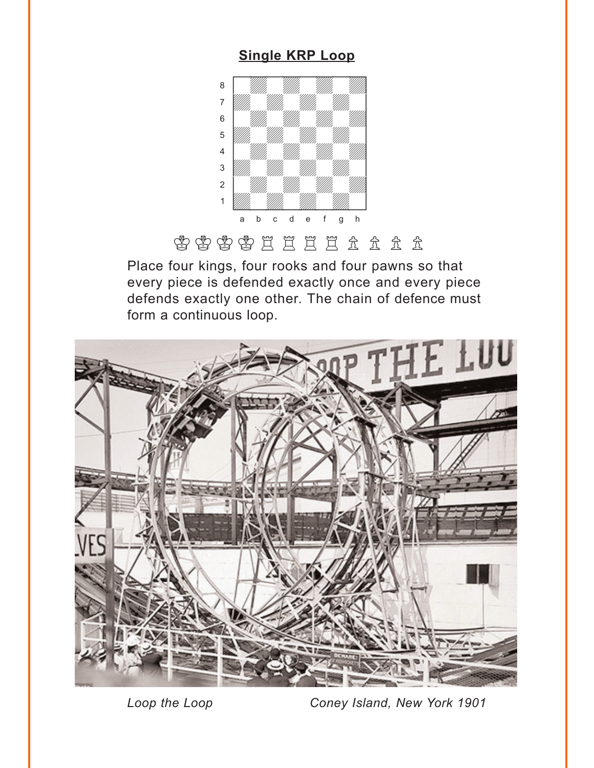## Single KRP Loop

♔♔♔♔♖♖♖♖♙♙♙♙

Place four kings, four rooks and four pawns so that every piece is defended exactly once and every piece defends exactly one other. The chain of defence must form a continuous loop.

*Loop the Loop* *Coney Island, New York 1901*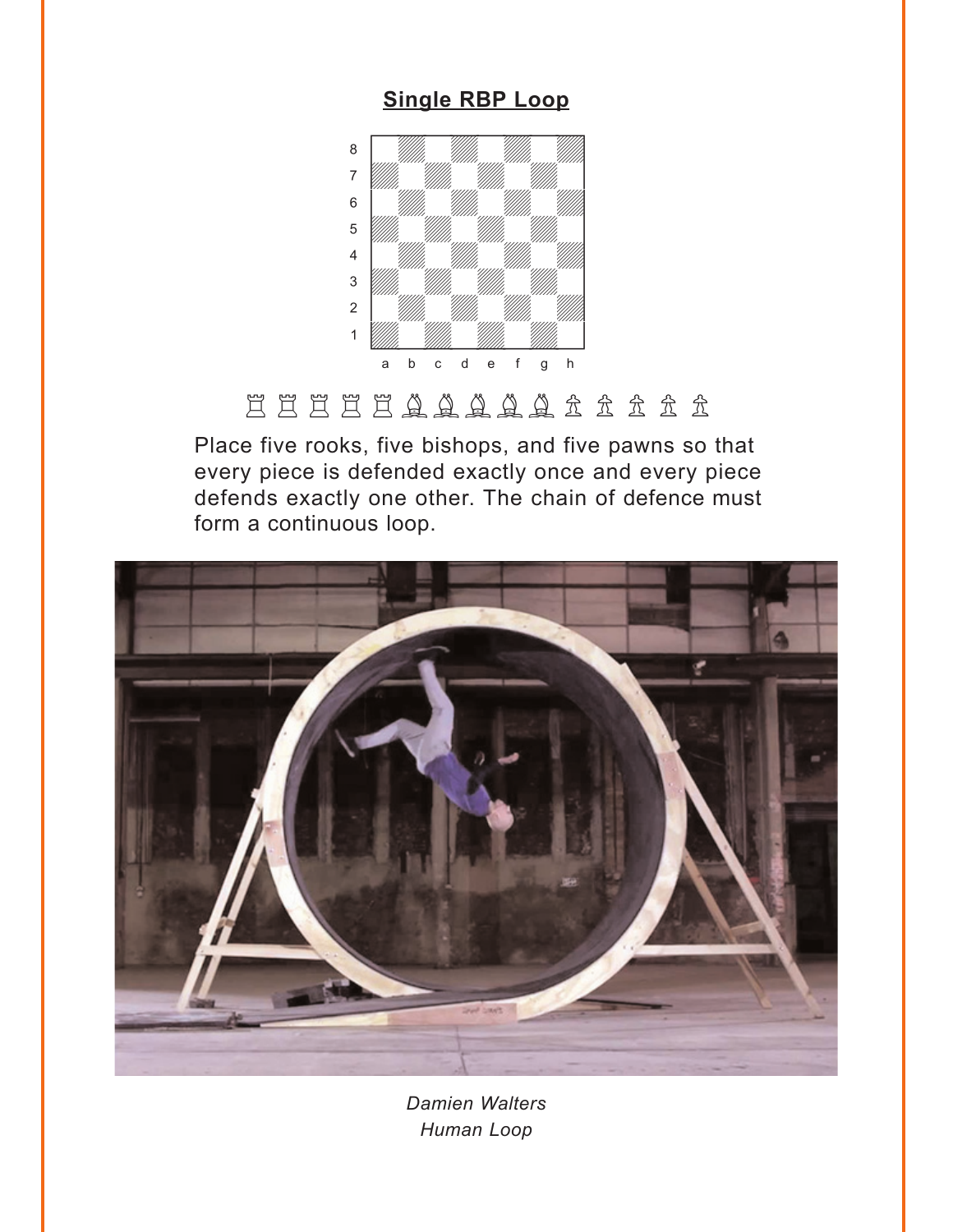**Single RBP Loop**

♖ ♖ ♖ ♖ ♖ ♗ ♗ ♗ ♗ ♗ ♙ ♙ ♙ ♙ ♙

Place five rooks, five bishops, and five pawns so that every piece is defended exactly once and every piece defends exactly one other. The chain of defence must form a continuous loop.

*Damien Walters*
*Human Loop*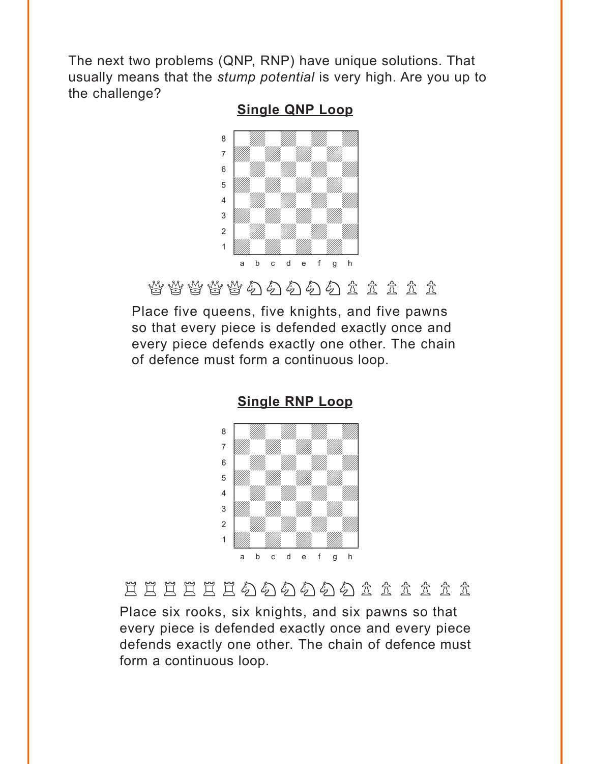The next two problems (QNP, RNP) have unique solutions. That usually means that the *stump potential* is very high. Are you up to the challenge?

## Single QNP Loop

♕♕♕♕♕♘♘♘♘♘♙♙♙♙♙

Place five queens, five knights, and five pawns so that every piece is defended exactly once and every piece defends exactly one other. The chain of defence must form a continuous loop.

## Single RNP Loop

♖♖♖♖♖♖♘♘♘♘♘♘♙♙♙♙♙♙

Place six rooks, six knights, and six pawns so that every piece is defended exactly once and every piece defends exactly one other. The chain of defence must form a continuous loop.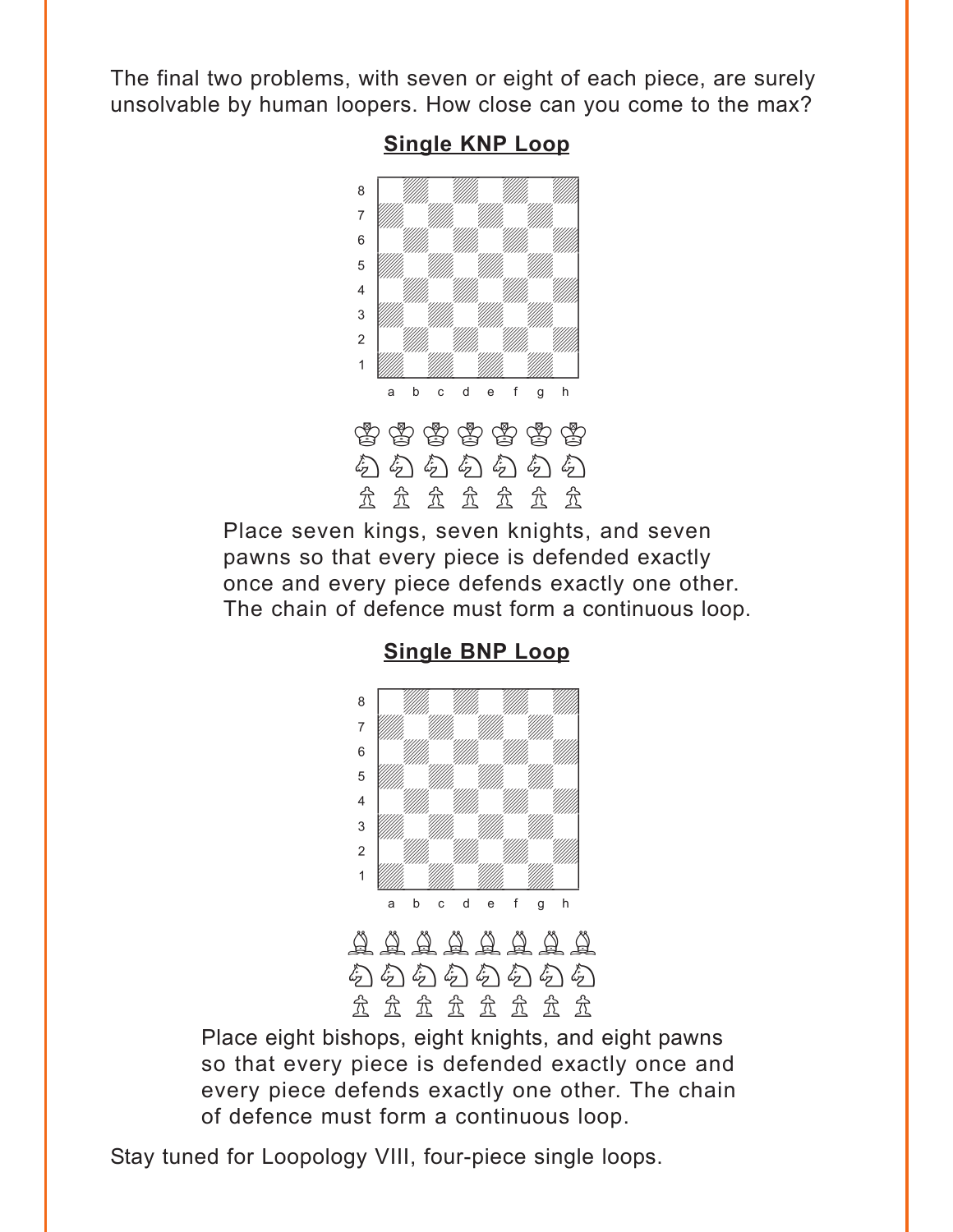The final two problems, with seven or eight of each piece, are surely unsolvable by human loopers. How close can you come to the max?

## Single KNP Loop

♔ ♔ ♔ ♔ ♔ ♔ ♔
♘ ♘ ♘ ♘ ♘ ♘ ♘
♙ ♙ ♙ ♙ ♙ ♙ ♙

Place seven kings, seven knights, and seven pawns so that every piece is defended exactly once and every piece defends exactly one other. The chain of defence must form a continuous loop.

## Single BNP Loop

♗ ♗ ♗ ♗ ♗ ♗ ♗ ♗
♘ ♘ ♘ ♘ ♘ ♘ ♘ ♘
♙ ♙ ♙ ♙ ♙ ♙ ♙ ♙

Place eight bishops, eight knights, and eight pawns so that every piece is defended exactly once and every piece defends exactly one other. The chain of defence must form a continuous loop.

Stay tuned for Loopology VIII, four-piece single loops.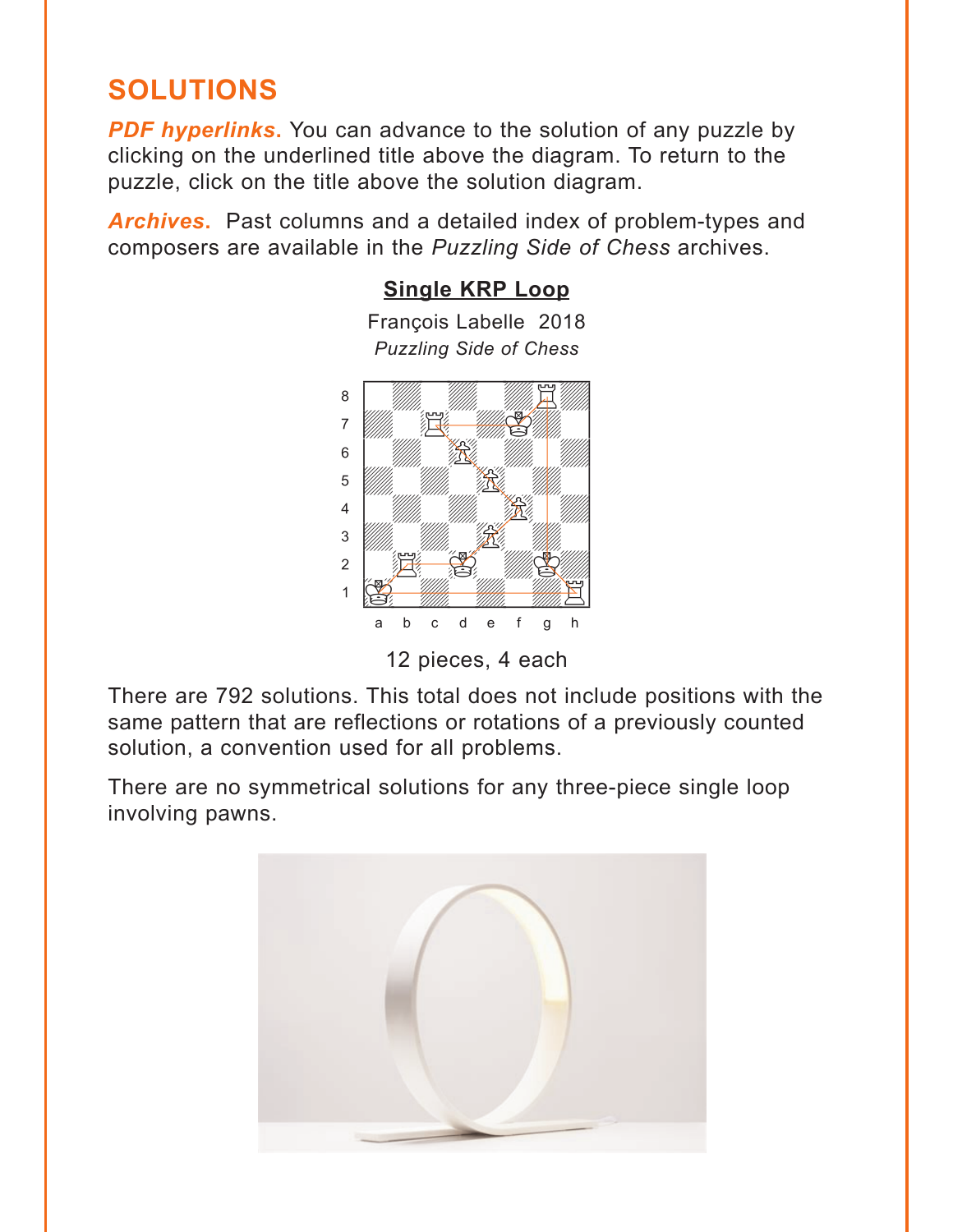## SOLUTIONS

***PDF hyperlinks***. You can advance to the solution of any puzzle by clicking on the underlined title above the diagram. To return to the puzzle, click on the title above the solution diagram.

***Archives***. Past columns and a detailed index of problem-types and composers are available in the *Puzzling Side of Chess* archives.

### Single KRP Loop

François Labelle 2018
*Puzzling Side of Chess*

12 pieces, 4 each

There are 792 solutions. This total does not include positions with the same pattern that are reflections or rotations of a previously counted solution, a convention used for all problems.

There are no symmetrical solutions for any three-piece single loop involving pawns.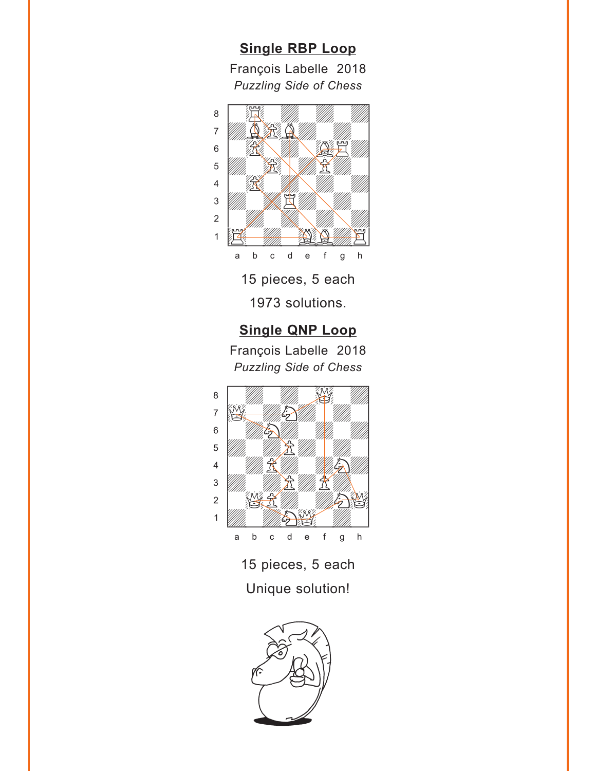## Single RBP Loop

François Labelle 2018

*Puzzling Side of Chess*

15 pieces, 5 each

1973 solutions.

## Single QNP Loop

François Labelle 2018

*Puzzling Side of Chess*

15 pieces, 5 each

Unique solution!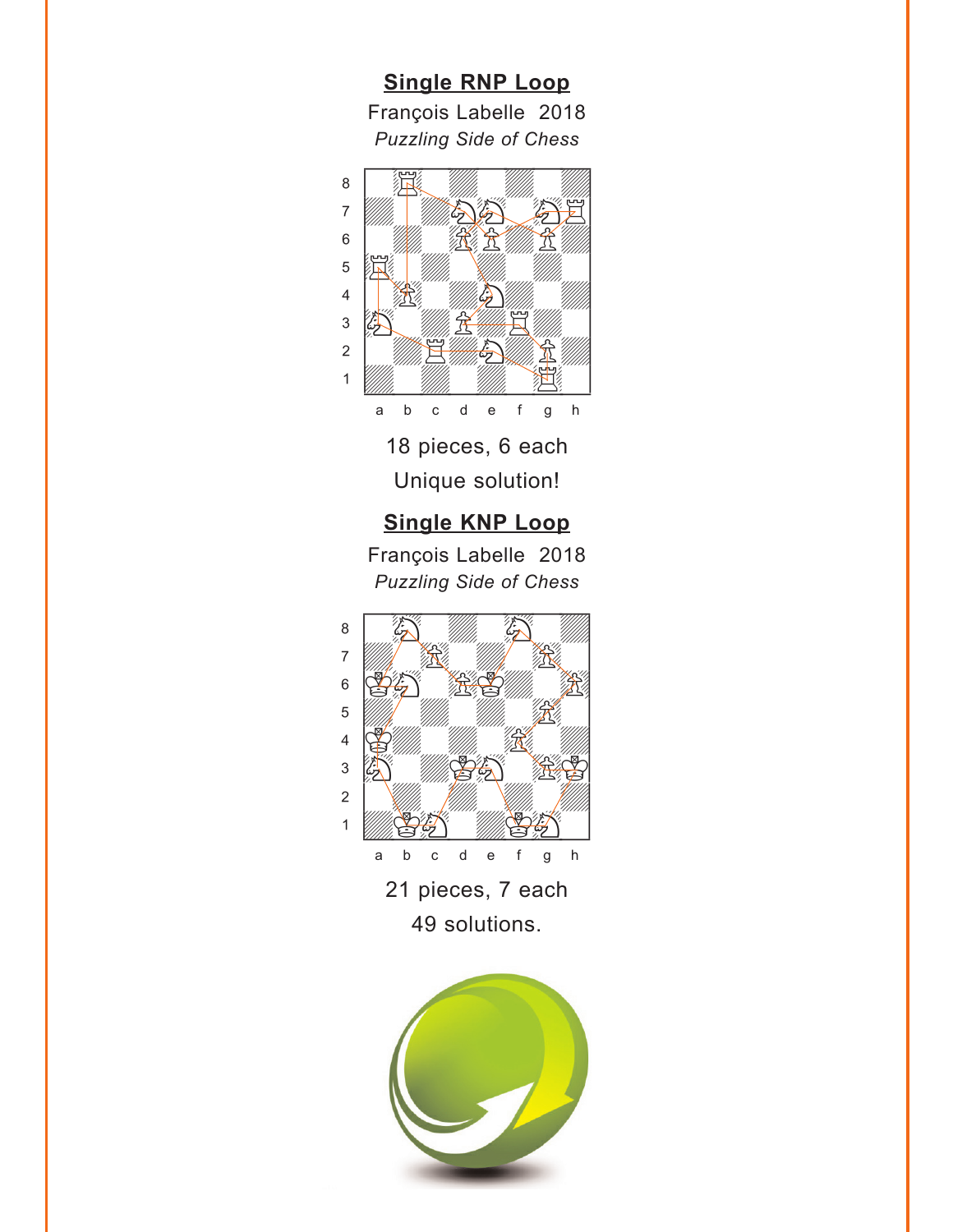## Single RNP Loop

François Labelle 2018

*Puzzling Side of Chess*

18 pieces, 6 each

Unique solution!

## Single KNP Loop

François Labelle 2018

*Puzzling Side of Chess*

21 pieces, 7 each

49 solutions.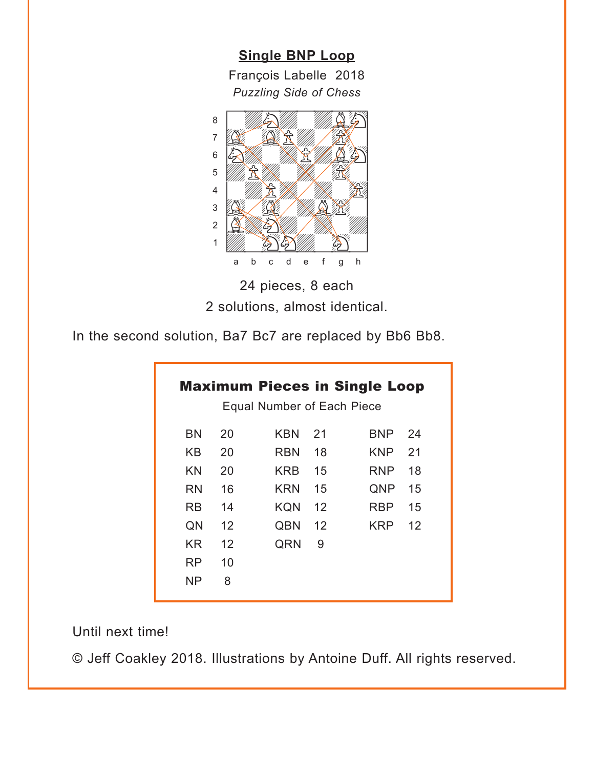## Single BNP Loop

François Labelle 2018

*Puzzling Side of Chess*

24 pieces, 8 each

2 solutions, almost identical.

In the second solution, Ba7 Bc7 are replaced by Bb6 Bb8.

### Maximum Pieces in Single Loop

Equal Number of Each Piece

| | | | | | |
|---|---|---|---|---|---|
| BN | 20 | KBN | 21 | BNP | 24 |
| KB | 20 | RBN | 18 | KNP | 21 |
| KN | 20 | KRB | 15 | RNP | 18 |
| RN | 16 | KRN | 15 | QNP | 15 |
| RB | 14 | KQN | 12 | RBP | 15 |
| QN | 12 | QBN | 12 | KRP | 12 |
| KR | 12 | QRN | 9 | | |
| RP | 10 | | | | |
| NP | 8 | | | | |

Until next time!

© Jeff Coakley 2018. Illustrations by Antoine Duff. All rights reserved.